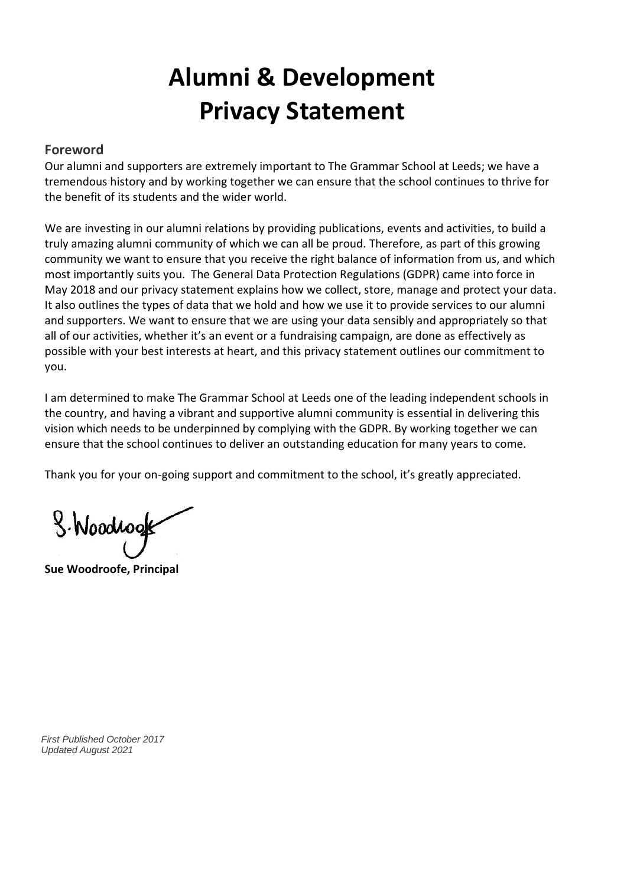# Alumni & Development Privacy Statement

## Foreword

Our alumni and supporters are extremely important to The Grammar School at Leeds; we have a tremendous history and by working together we can ensure that the school continues to thrive for the benefit of its students and the wider world.

We are investing in our alumni relations by providing publications, events and activities, to build a truly amazing alumni community of which we can all be proud. Therefore, as part of this growing community we want to ensure that you receive the right balance of information from us, and which most importantly suits you. The General Data Protection Regulations (GDPR) came into force in May 2018 and our privacy statement explains how we collect, store, manage and protect your data. It also outlines the types of data that we hold and how we use it to provide services to our alumni and supporters. We want to ensure that we are using your data sensibly and appropriately so that all of our activities, whether it's an event or a fundraising campaign, are done as effectively as possible with your best interests at heart, and this privacy statement outlines our commitment to you.

I am determined to make The Grammar School at Leeds one of the leading independent schools in the country, and having a vibrant and supportive alumni community is essential in delivering this vision which needs to be underpinned by complying with the GDPR. By working together we can ensure that the school continues to deliver an outstanding education for many years to come.

Thank you for your on-going support and commitment to the school, it's greatly appreciated.

S. Woodroofe

**Sue Woodroofe, Principal**

*First Published October 2017*
*Updated August 2021*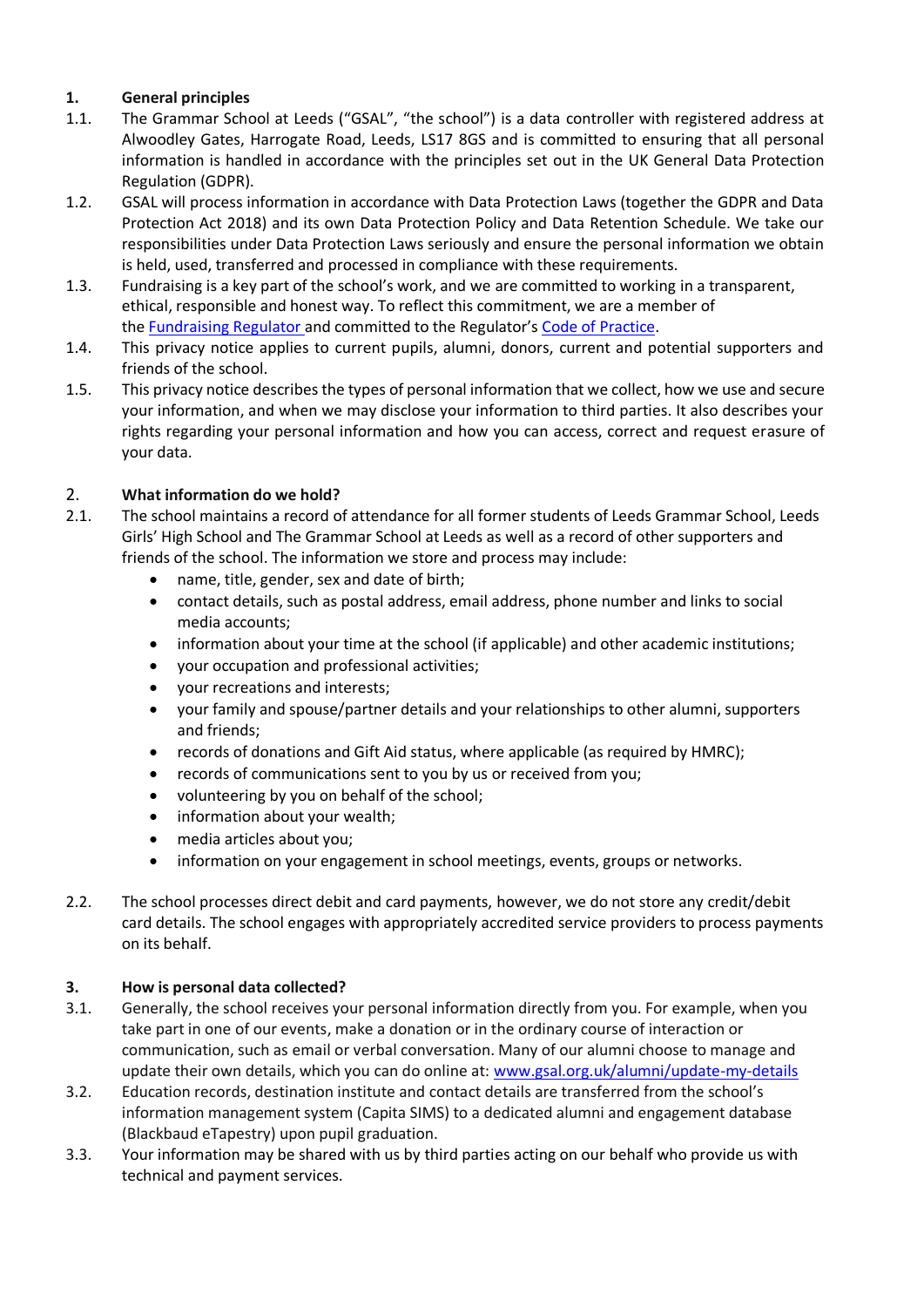## 1. General principles

1.1. The Grammar School at Leeds ("GSAL", "the school") is a data controller with registered address at Alwoodley Gates, Harrogate Road, Leeds, LS17 8GS and is committed to ensuring that all personal information is handled in accordance with the principles set out in the UK General Data Protection Regulation (GDPR).

1.2. GSAL will process information in accordance with Data Protection Laws (together the GDPR and Data Protection Act 2018) and its own Data Protection Policy and Data Retention Schedule. We take our responsibilities under Data Protection Laws seriously and ensure the personal information we obtain is held, used, transferred and processed in compliance with these requirements.

1.3. Fundraising is a key part of the school's work, and we are committed to working in a transparent, ethical, responsible and honest way. To reflect this commitment, we are a member of the Fundraising Regulator and committed to the Regulator's Code of Practice.

1.4. This privacy notice applies to current pupils, alumni, donors, current and potential supporters and friends of the school.

1.5. This privacy notice describes the types of personal information that we collect, how we use and secure your information, and when we may disclose your information to third parties. It also describes your rights regarding your personal information and how you can access, correct and request erasure of your data.

## 2. What information do we hold?

2.1. The school maintains a record of attendance for all former students of Leeds Grammar School, Leeds Girls' High School and The Grammar School at Leeds as well as a record of other supporters and friends of the school. The information we store and process may include:

- name, title, gender, sex and date of birth;
- contact details, such as postal address, email address, phone number and links to social media accounts;
- information about your time at the school (if applicable) and other academic institutions;
- your occupation and professional activities;
- your recreations and interests;
- your family and spouse/partner details and your relationships to other alumni, supporters and friends;
- records of donations and Gift Aid status, where applicable (as required by HMRC);
- records of communications sent to you by us or received from you;
- volunteering by you on behalf of the school;
- information about your wealth;
- media articles about you;
- information on your engagement in school meetings, events, groups or networks.

2.2. The school processes direct debit and card payments, however, we do not store any credit/debit card details. The school engages with appropriately accredited service providers to process payments on its behalf.

## 3. How is personal data collected?

3.1. Generally, the school receives your personal information directly from you. For example, when you take part in one of our events, make a donation or in the ordinary course of interaction or communication, such as email or verbal conversation. Many of our alumni choose to manage and update their own details, which you can do online at: www.gsal.org.uk/alumni/update-my-details

3.2. Education records, destination institute and contact details are transferred from the school's information management system (Capita SIMS) to a dedicated alumni and engagement database (Blackbaud eTapestry) upon pupil graduation.

3.3. Your information may be shared with us by third parties acting on our behalf who provide us with technical and payment services.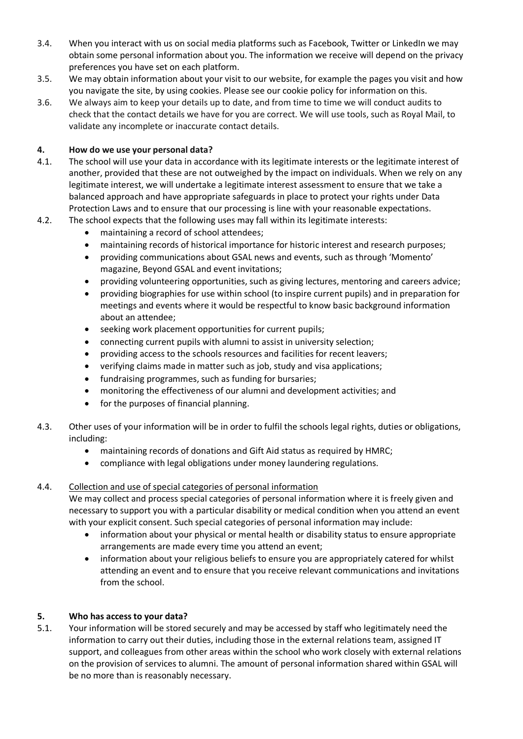3.4. When you interact with us on social media platforms such as Facebook, Twitter or LinkedIn we may obtain some personal information about you. The information we receive will depend on the privacy preferences you have set on each platform.

3.5. We may obtain information about your visit to our website, for example the pages you visit and how you navigate the site, by using cookies. Please see our cookie policy for information on this.

3.6. We always aim to keep your details up to date, and from time to time we will conduct audits to check that the contact details we have for you are correct. We will use tools, such as Royal Mail, to validate any incomplete or inaccurate contact details.

## 4. How do we use your personal data?

4.1. The school will use your data in accordance with its legitimate interests or the legitimate interest of another, provided that these are not outweighed by the impact on individuals. When we rely on any legitimate interest, we will undertake a legitimate interest assessment to ensure that we take a balanced approach and have appropriate safeguards in place to protect your rights under Data Protection Laws and to ensure that our processing is line with your reasonable expectations.

4.2. The school expects that the following uses may fall within its legitimate interests:

- maintaining a record of school attendees;
- maintaining records of historical importance for historic interest and research purposes;
- providing communications about GSAL news and events, such as through 'Momento' magazine, Beyond GSAL and event invitations;
- providing volunteering opportunities, such as giving lectures, mentoring and careers advice;
- providing biographies for use within school (to inspire current pupils) and in preparation for meetings and events where it would be respectful to know basic background information about an attendee;
- seeking work placement opportunities for current pupils;
- connecting current pupils with alumni to assist in university selection;
- providing access to the schools resources and facilities for recent leavers;
- verifying claims made in matter such as job, study and visa applications;
- fundraising programmes, such as funding for bursaries;
- monitoring the effectiveness of our alumni and development activities; and
- for the purposes of financial planning.

4.3. Other uses of your information will be in order to fulfil the schools legal rights, duties or obligations, including:

- maintaining records of donations and Gift Aid status as required by HMRC;
- compliance with legal obligations under money laundering regulations.

4.4. Collection and use of special categories of personal information

We may collect and process special categories of personal information where it is freely given and necessary to support you with a particular disability or medical condition when you attend an event with your explicit consent. Such special categories of personal information may include:

- information about your physical or mental health or disability status to ensure appropriate arrangements are made every time you attend an event;
- information about your religious beliefs to ensure you are appropriately catered for whilst attending an event and to ensure that you receive relevant communications and invitations from the school.

## 5. Who has access to your data?

5.1. Your information will be stored securely and may be accessed by staff who legitimately need the information to carry out their duties, including those in the external relations team, assigned IT support, and colleagues from other areas within the school who work closely with external relations on the provision of services to alumni. The amount of personal information shared within GSAL will be no more than is reasonably necessary.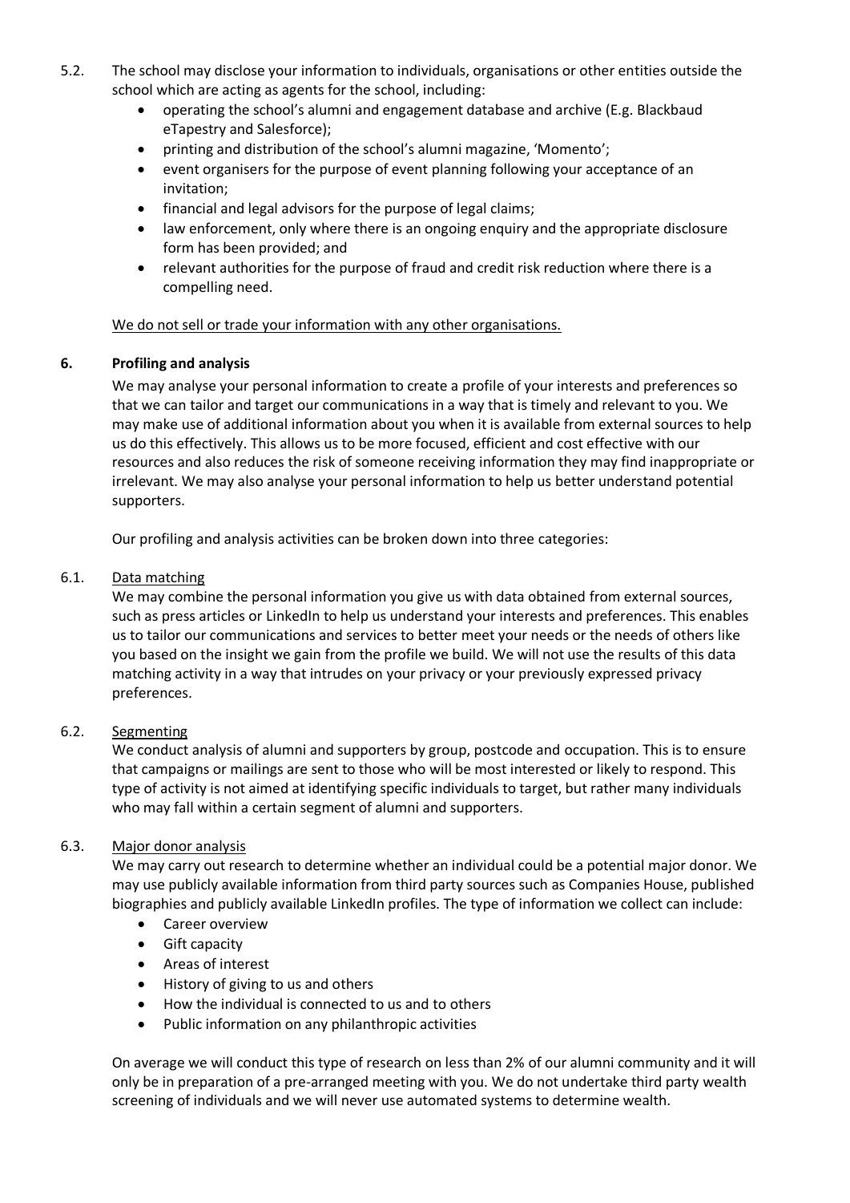5.2. The school may disclose your information to individuals, organisations or other entities outside the school which are acting as agents for the school, including:

- operating the school's alumni and engagement database and archive (E.g. Blackbaud eTapestry and Salesforce);
- printing and distribution of the school's alumni magazine, 'Momento';
- event organisers for the purpose of event planning following your acceptance of an invitation;
- financial and legal advisors for the purpose of legal claims;
- law enforcement, only where there is an ongoing enquiry and the appropriate disclosure form has been provided; and
- relevant authorities for the purpose of fraud and credit risk reduction where there is a compelling need.

<u>We do not sell or trade your information with any other organisations.</u>

## 6. Profiling and analysis

We may analyse your personal information to create a profile of your interests and preferences so that we can tailor and target our communications in a way that is timely and relevant to you. We may make use of additional information about you when it is available from external sources to help us do this effectively. This allows us to be more focused, efficient and cost effective with our resources and also reduces the risk of someone receiving information they may find inappropriate or irrelevant. We may also analyse your personal information to help us better understand potential supporters.

Our profiling and analysis activities can be broken down into three categories:

6.1. <u>Data matching</u>

We may combine the personal information you give us with data obtained from external sources, such as press articles or LinkedIn to help us understand your interests and preferences. This enables us to tailor our communications and services to better meet your needs or the needs of others like you based on the insight we gain from the profile we build. We will not use the results of this data matching activity in a way that intrudes on your privacy or your previously expressed privacy preferences.

6.2. <u>Segmenting</u>

We conduct analysis of alumni and supporters by group, postcode and occupation. This is to ensure that campaigns or mailings are sent to those who will be most interested or likely to respond. This type of activity is not aimed at identifying specific individuals to target, but rather many individuals who may fall within a certain segment of alumni and supporters.

6.3. <u>Major donor analysis</u>

We may carry out research to determine whether an individual could be a potential major donor. We may use publicly available information from third party sources such as Companies House, published biographies and publicly available LinkedIn profiles. The type of information we collect can include:

- Career overview
- Gift capacity
- Areas of interest
- History of giving to us and others
- How the individual is connected to us and to others
- Public information on any philanthropic activities

On average we will conduct this type of research on less than 2% of our alumni community and it will only be in preparation of a pre-arranged meeting with you. We do not undertake third party wealth screening of individuals and we will never use automated systems to determine wealth.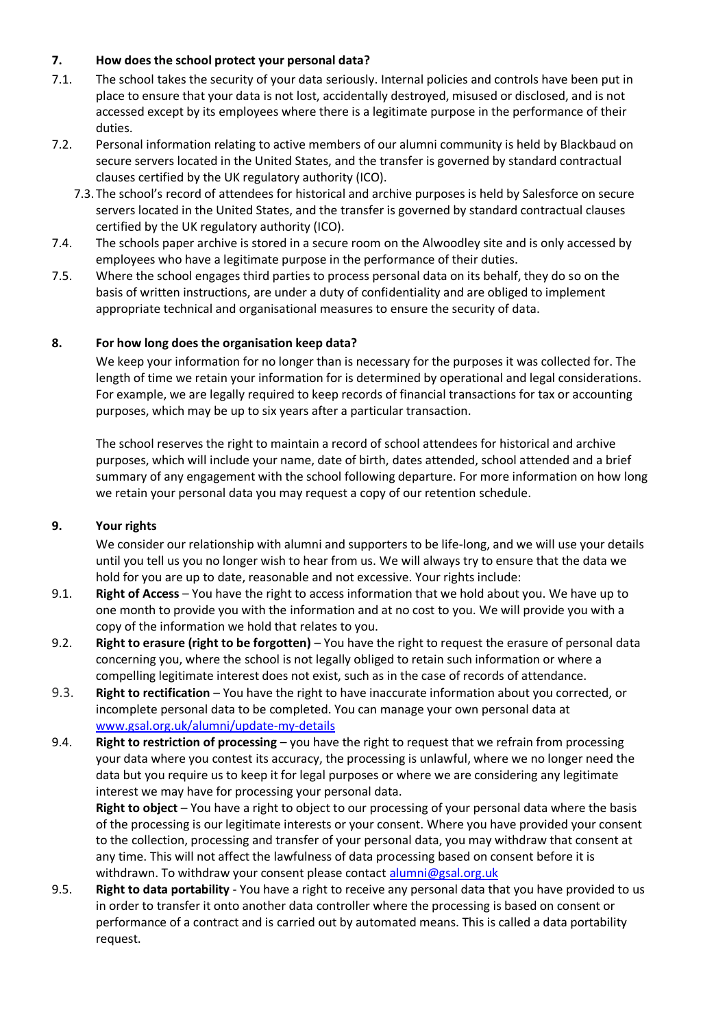## 7. How does the school protect your personal data?

7.1. The school takes the security of your data seriously. Internal policies and controls have been put in place to ensure that your data is not lost, accidentally destroyed, misused or disclosed, and is not accessed except by its employees where there is a legitimate purpose in the performance of their duties.

7.2. Personal information relating to active members of our alumni community is held by Blackbaud on secure servers located in the United States, and the transfer is governed by standard contractual clauses certified by the UK regulatory authority (ICO).

7.3. The school's record of attendees for historical and archive purposes is held by Salesforce on secure servers located in the United States, and the transfer is governed by standard contractual clauses certified by the UK regulatory authority (ICO).

7.4. The schools paper archive is stored in a secure room on the Alwoodley site and is only accessed by employees who have a legitimate purpose in the performance of their duties.

7.5. Where the school engages third parties to process personal data on its behalf, they do so on the basis of written instructions, are under a duty of confidentiality and are obliged to implement appropriate technical and organisational measures to ensure the security of data.

## 8. For how long does the organisation keep data?

We keep your information for no longer than is necessary for the purposes it was collected for. The length of time we retain your information for is determined by operational and legal considerations. For example, we are legally required to keep records of financial transactions for tax or accounting purposes, which may be up to six years after a particular transaction.

The school reserves the right to maintain a record of school attendees for historical and archive purposes, which will include your name, date of birth, dates attended, school attended and a brief summary of any engagement with the school following departure. For more information on how long we retain your personal data you may request a copy of our retention schedule.

## 9. Your rights

We consider our relationship with alumni and supporters to be life-long, and we will use your details until you tell us you no longer wish to hear from us. We will always try to ensure that the data we hold for you are up to date, reasonable and not excessive. Your rights include:

9.1. **Right of Access** – You have the right to access information that we hold about you. We have up to one month to provide you with the information and at no cost to you. We will provide you with a copy of the information we hold that relates to you.

9.2. **Right to erasure (right to be forgotten)** – You have the right to request the erasure of personal data concerning you, where the school is not legally obliged to retain such information or where a compelling legitimate interest does not exist, such as in the case of records of attendance.

9.3. **Right to rectification** – You have the right to have inaccurate information about you corrected, or incomplete personal data to be completed. You can manage your own personal data at [www.gsal.org.uk/alumni/update-my-details](http://www.gsal.org.uk/alumni/update-my-details)

9.4. **Right to restriction of processing** – you have the right to request that we refrain from processing your data where you contest its accuracy, the processing is unlawful, where we no longer need the data but you require us to keep it for legal purposes or where we are considering any legitimate interest we may have for processing your personal data.

**Right to object** – You have a right to object to our processing of your personal data where the basis of the processing is our legitimate interests or your consent. Where you have provided your consent to the collection, processing and transfer of your personal data, you may withdraw that consent at any time. This will not affect the lawfulness of data processing based on consent before it is withdrawn. To withdraw your consent please contact [alumni@gsal.org.uk](mailto:alumni@gsal.org.uk)

9.5. **Right to data portability** - You have a right to receive any personal data that you have provided to us in order to transfer it onto another data controller where the processing is based on consent or performance of a contract and is carried out by automated means. This is called a data portability request.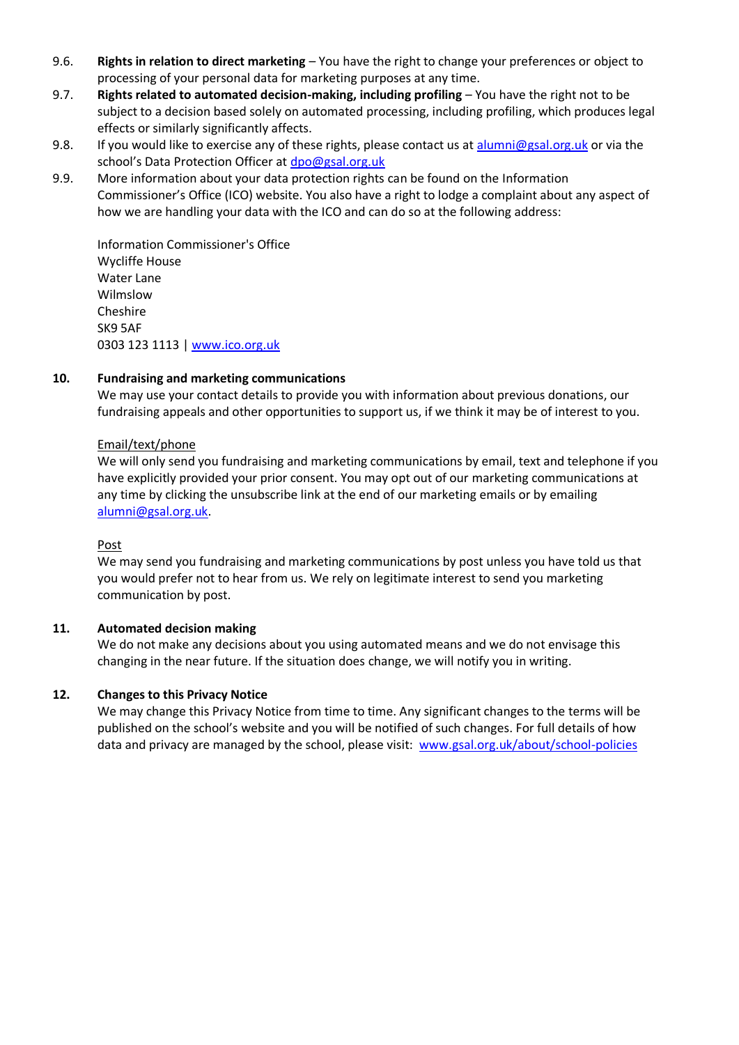9.6. **Rights in relation to direct marketing** – You have the right to change your preferences or object to processing of your personal data for marketing purposes at any time.

9.7. **Rights related to automated decision-making, including profiling** – You have the right not to be subject to a decision based solely on automated processing, including profiling, which produces legal effects or similarly significantly affects.

9.8. If you would like to exercise any of these rights, please contact us at alumni@gsal.org.uk or via the school's Data Protection Officer at dpo@gsal.org.uk

9.9. More information about your data protection rights can be found on the Information Commissioner's Office (ICO) website. You also have a right to lodge a complaint about any aspect of how we are handling your data with the ICO and can do so at the following address:

Information Commissioner's Office
Wycliffe House
Water Lane
Wilmslow
Cheshire
SK9 5AF
0303 123 1113 | www.ico.org.uk

## 10. Fundraising and marketing communications

We may use your contact details to provide you with information about previous donations, our fundraising appeals and other opportunities to support us, if we think it may be of interest to you.

Email/text/phone

We will only send you fundraising and marketing communications by email, text and telephone if you have explicitly provided your prior consent. You may opt out of our marketing communications at any time by clicking the unsubscribe link at the end of our marketing emails or by emailing alumni@gsal.org.uk.

Post

We may send you fundraising and marketing communications by post unless you have told us that you would prefer not to hear from us. We rely on legitimate interest to send you marketing communication by post.

## 11. Automated decision making

We do not make any decisions about you using automated means and we do not envisage this changing in the near future. If the situation does change, we will notify you in writing.

## 12. Changes to this Privacy Notice

We may change this Privacy Notice from time to time. Any significant changes to the terms will be published on the school's website and you will be notified of such changes. For full details of how data and privacy are managed by the school, please visit: www.gsal.org.uk/about/school-policies